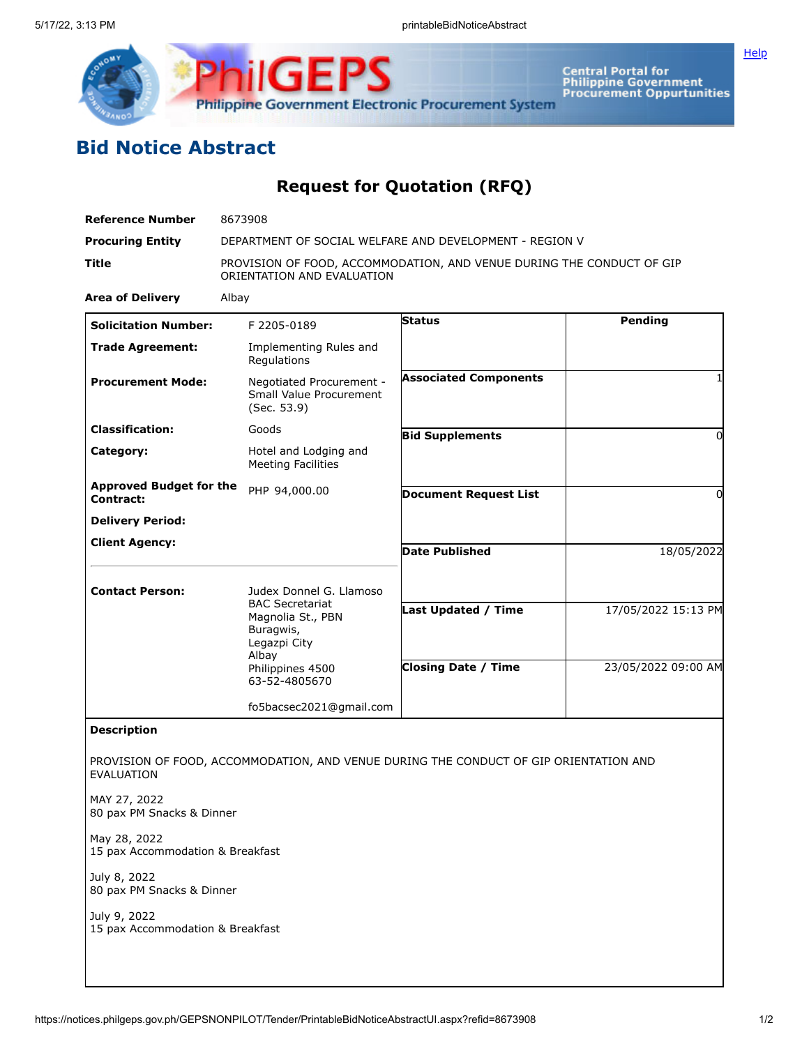# Bid Notice Abstract

## Request for Quotation (RFQ)

| | |
|---|---|
| **Reference Number** | 8673908 |
| **Procuring Entity** | DEPARTMENT OF SOCIAL WELFARE AND DEVELOPMENT - REGION V |
| **Title** | PROVISION OF FOOD, ACCOMMODATION, AND VENUE DURING THE CONDUCT OF GIP ORIENTATION AND EVALUATION |
| **Area of Delivery** | Albay |

| | | | |
|---|---|---|---|
| **Solicitation Number:** | F 2205-0189 | **Status** | Pending |
| **Trade Agreement:** | Implementing Rules and Regulations | | |
| **Procurement Mode:** | Negotiated Procurement - Small Value Procurement (Sec. 53.9) | **Associated Components** | 1 |
| **Classification:** | Goods | **Bid Supplements** | 0 |
| **Category:** | Hotel and Lodging and Meeting Facilities | | |
| **Approved Budget for the Contract:** | PHP 94,000.00 | **Document Request List** | 0 |
| **Delivery Period:** | | | |
| **Client Agency:** | | **Date Published** | 18/05/2022 |
| **Contact Person:** | Judex Donnel G. Llamoso<br>BAC Secretariat<br>Magnolia St., PBN<br>Buragwis,<br>Legazpi City<br>Albay<br>Philippines 4500<br>63-52-4805670<br><br>fo5bacsec2021@gmail.com | **Last Updated / Time** | 17/05/2022 15:13 PM |
| | | **Closing Date / Time** | 23/05/2022 09:00 AM |

**Description**

PROVISION OF FOOD, ACCOMMODATION, AND VENUE DURING THE CONDUCT OF GIP ORIENTATION AND EVALUATION

MAY 27, 2022
80 pax PM Snacks & Dinner

May 28, 2022
15 pax Accommodation & Breakfast

July 8, 2022
80 pax PM Snacks & Dinner

July 9, 2022
15 pax Accommodation & Breakfast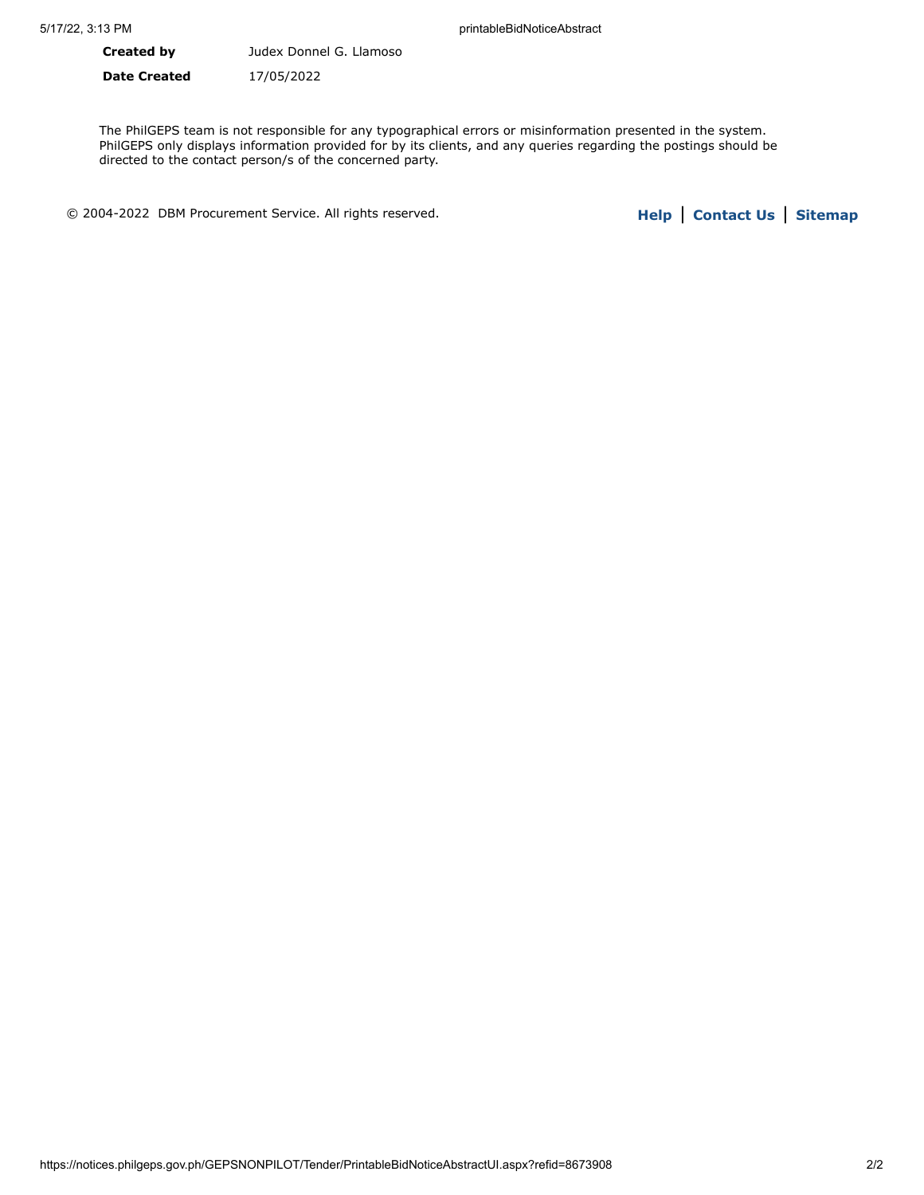| | |
|---|---|
| **Created by** | Judex Donnel G. Llamoso |
| **Date Created** | 17/05/2022 |

The PhilGEPS team is not responsible for any typographical errors or misinformation presented in the system. PhilGEPS only displays information provided for by its clients, and any queries regarding the postings should be directed to the contact person/s of the concerned party.

© 2004-2022 DBM Procurement Service. All rights reserved.

**Help** | **Contact Us** | **Sitemap**